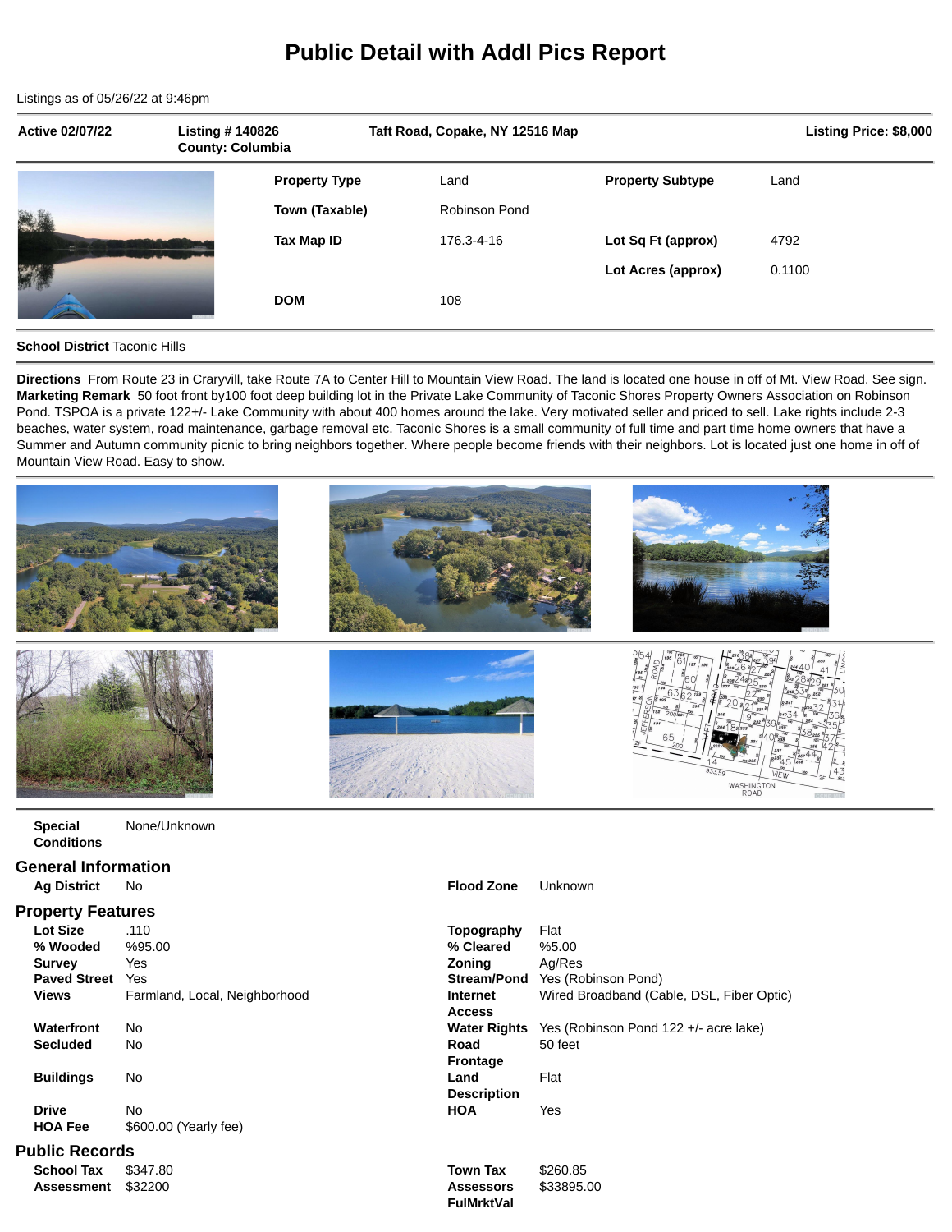# Public Detail with Addl Pics Report

Listings as of 05/26/22 at 9:46pm

| Active 02/07/22 | Listing # 140826 County: Columbia | Taft Road, Copake, NY 12516 Map | Listing Price: $8,000 |
|---|---|---|---|

| | | | |
|---|---|---|---|
| **Property Type** | Land | **Property Subtype** | Land |
| **Town (Taxable)** | Robinson Pond | | |
| **Tax Map ID** | 176.3-4-16 | **Lot Sq Ft (approx)** | 4792 |
| | | **Lot Acres (approx)** | 0.1100 |
| **DOM** | 108 | | |

**School District** Taconic Hills

**Directions** From Route 23 in Craryvill, take Route 7A to Center Hill to Mountain View Road. The land is located one house in off of Mt. View Road. See sign.
**Marketing Remark** 50 foot front by100 foot deep building lot in the Private Lake Community of Taconic Shores Property Owners Association on Robinson Pond. TSPOA is a private 122+/- Lake Community with about 400 homes around the lake. Very motivated seller and priced to sell. Lake rights include 2-3 beaches, water system, road maintenance, garbage removal etc. Taconic Shores is a small community of full time and part time home owners that have a Summer and Autumn community picnic to bring neighbors together. Where people become friends with their neighbors. Lot is located just one home in off of Mountain View Road. Easy to show.

**Special Conditions** None/Unknown

## General Information

| | | | |
|---|---|---|---|
| **Ag District** | No | **Flood Zone** | Unknown |

## Property Features

| | | | |
|---|---|---|---|
| **Lot Size** | .110 | **Topography** | Flat |
| **% Wooded** | %95.00 | **% Cleared** | %5.00 |
| **Survey** | Yes | **Zoning** | Ag/Res |
| **Paved Street** | Yes | **Stream/Pond** | Yes (Robinson Pond) |
| **Views** | Farmland, Local, Neighborhood | **Internet Access** | Wired Broadband (Cable, DSL, Fiber Optic) |
| **Waterfront** | No | **Water Rights** | Yes (Robinson Pond 122 +/- acre lake) |
| **Secluded** | No | **Road Frontage** | 50 feet |
| **Buildings** | No | **Land Description** | Flat |
| **Drive** | No | **HOA** | Yes |
| **HOA Fee** | $600.00 (Yearly fee) | | |

## Public Records

| | | | |
|---|---|---|---|
| **School Tax** | $347.80 | **Town Tax** | $260.85 |
| **Assessment** | $32200 | **Assessors FulMrktVal** | $33895.00 |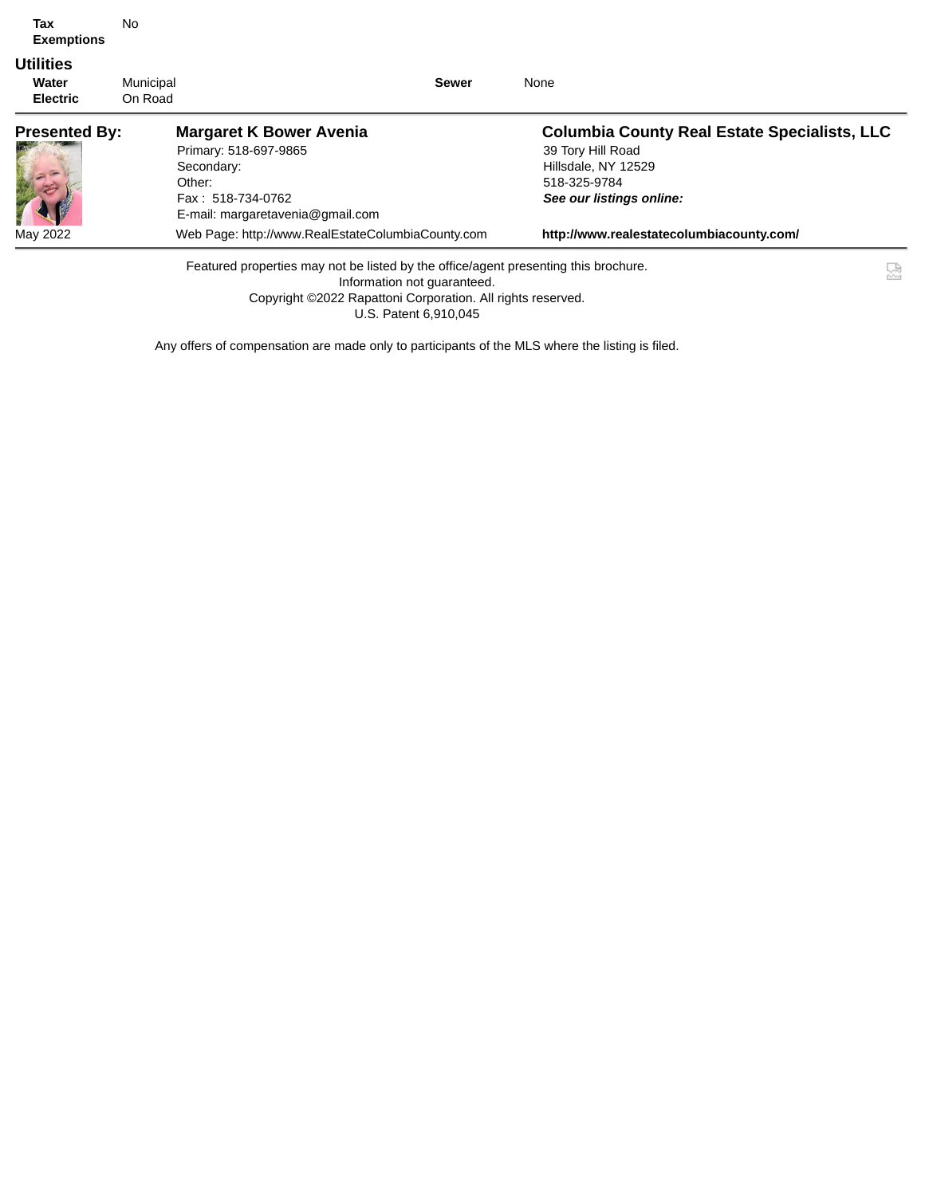| | | | |
|---|---|---|---|
| **Tax Exemptions** | No | | |

## Utilities

| | | | |
|---|---|---|---|
| **Water** | Municipal | **Sewer** | None |
| **Electric** | On Road | | |

| | | |
|---|---|---|
| **Presented By:** | **Margaret K Bower Avenia** | **Columbia County Real Estate Specialists, LLC** |
| | Primary: 518-697-9865 | 39 Tory Hill Road |
| | Secondary: | Hillsdale, NY 12529 |
| | Other: | 518-325-9784 |
| | Fax : 518-734-0762 | ***See our listings online:*** |
| | E-mail: margaretavenia@gmail.com | |
| May 2022 | Web Page: http://www.RealEstateColumbiaCounty.com | **http://www.realestatecolumbiacounty.com/** |

Featured properties may not be listed by the office/agent presenting this brochure.
Information not guaranteed.
Copyright ©2022 Rapattoni Corporation. All rights reserved.
U.S. Patent 6,910,045

Any offers of compensation are made only to participants of the MLS where the listing is filed.